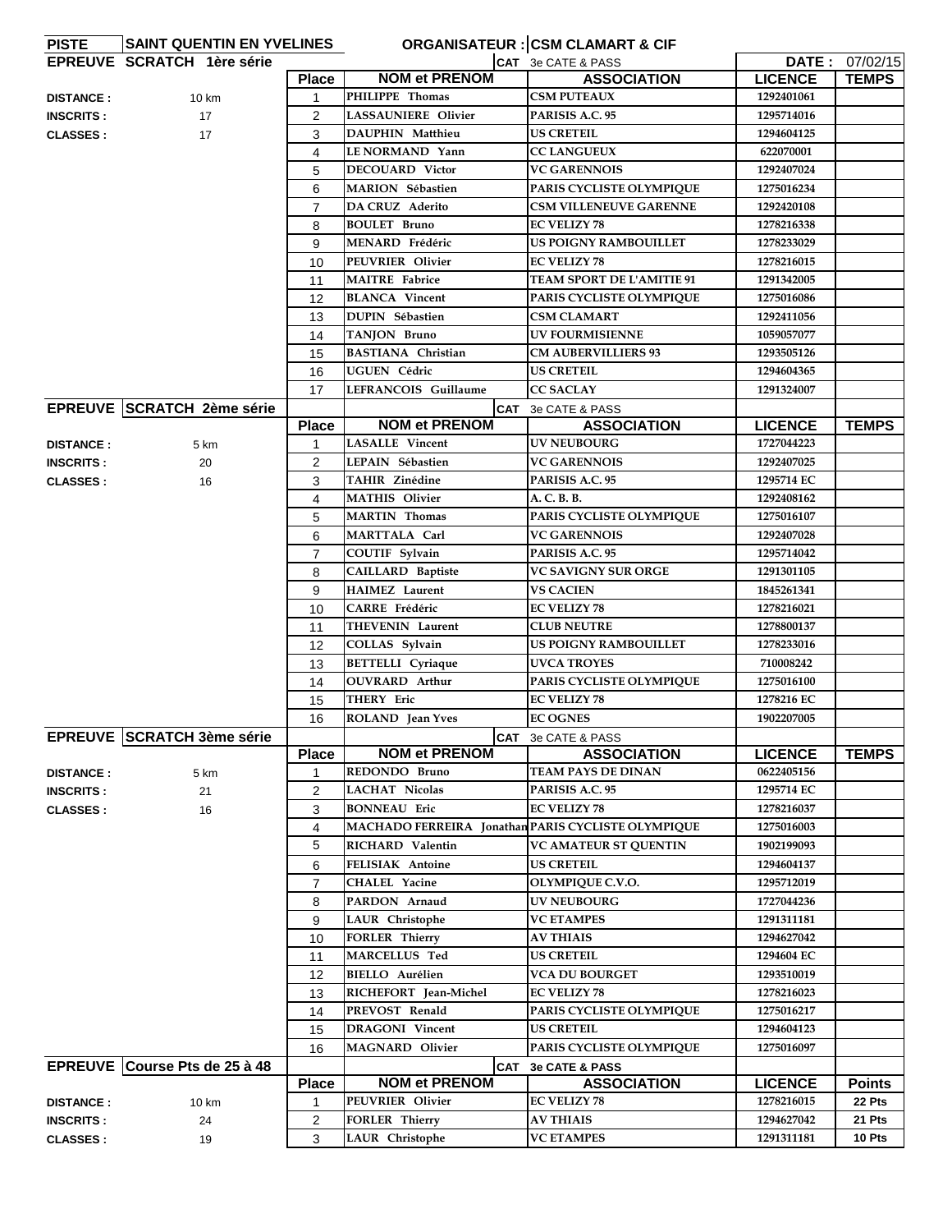**PISTE** | **SAINT QUENTIN EN YVELINES** | **ORGANISATEUR : CSM CLAMART & CIF**

**EPREUVE SCRATCH 1ère série** — CAT 3e CATE & PASS — **DATE :** 07/02/15

DISTANCE : 10 km
INSCRITS : 17
CLASSES : 17

| Place | NOM et PRENOM | ASSOCIATION | LICENCE | TEMPS |
|---|---|---|---|---|
| 1 | PHILIPPE Thomas | CSM PUTEAUX | 1292401061 | |
| 2 | LASSAUNIERE Olivier | PARISIS A.C. 95 | 1295714016 | |
| 3 | DAUPHIN Matthieu | US CRETEIL | 1294604125 | |
| 4 | LE NORMAND Yann | CC LANGUEUX | 622070001 | |
| 5 | DECOUARD Victor | VC GARENNOIS | 1292407024 | |
| 6 | MARION Sébastien | PARIS CYCLISTE OLYMPIQUE | 1275016234 | |
| 7 | DA CRUZ Aderito | CSM VILLENEUVE GARENNE | 1292420108 | |
| 8 | BOULET Bruno | EC VELIZY 78 | 1278216338 | |
| 9 | MENARD Frédéric | US POIGNY RAMBOUILLET | 1278233029 | |
| 10 | PEUVRIER Olivier | EC VELIZY 78 | 1278216015 | |
| 11 | MAITRE Fabrice | TEAM SPORT DE L'AMITIE 91 | 1291342005 | |
| 12 | BLANCA Vincent | PARIS CYCLISTE OLYMPIQUE | 1275016086 | |
| 13 | DUPIN Sébastien | CSM CLAMART | 1292411056 | |
| 14 | TANJON Bruno | UV FOURMISIENNE | 1059057077 | |
| 15 | BASTIANA Christian | CM AUBERVILLIERS 93 | 1293505126 | |
| 16 | UGUEN Cédric | US CRETEIL | 1294604365 | |
| 17 | LEFRANCOIS Guillaume | CC SACLAY | 1291324007 | |

**EPREUVE SCRATCH 2ème série** — CAT 3e CATE & PASS

DISTANCE : 5 km
INSCRITS : 20
CLASSES : 16

| Place | NOM et PRENOM | ASSOCIATION | LICENCE | TEMPS |
|---|---|---|---|---|
| 1 | LASALLE Vincent | UV NEUBOURG | 1727044223 | |
| 2 | LEPAIN Sébastien | VC GARENNOIS | 1292407025 | |
| 3 | TAHIR Zinédine | PARISIS A.C. 95 | 1295714 EC | |
| 4 | MATHIS Olivier | A. C. B. B. | 1292408162 | |
| 5 | MARTIN Thomas | PARIS CYCLISTE OLYMPIQUE | 1275016107 | |
| 6 | MARTTALA Carl | VC GARENNOIS | 1292407028 | |
| 7 | COUTIF Sylvain | PARISIS A.C. 95 | 1295714042 | |
| 8 | CAILLARD Baptiste | VC SAVIGNY SUR ORGE | 1291301105 | |
| 9 | HAIMEZ Laurent | VS CACIEN | 1845261341 | |
| 10 | CARRE Frédéric | EC VELIZY 78 | 1278216021 | |
| 11 | THEVENIN Laurent | CLUB NEUTRE | 1278800137 | |
| 12 | COLLAS Sylvain | US POIGNY RAMBOUILLET | 1278233016 | |
| 13 | BETTELLI Cyriaque | UVCA TROYES | 710008242 | |
| 14 | OUVRARD Arthur | PARIS CYCLISTE OLYMPIQUE | 1275016100 | |
| 15 | THERY Eric | EC VELIZY 78 | 1278216 EC | |
| 16 | ROLAND Jean Yves | EC OGNES | 1902207005 | |

**EPREUVE SCRATCH 3ème série** — CAT 3e CATE & PASS

DISTANCE : 5 km
INSCRITS : 21
CLASSES : 16

| Place | NOM et PRENOM | ASSOCIATION | LICENCE | TEMPS |
|---|---|---|---|---|
| 1 | REDONDO Bruno | TEAM PAYS DE DINAN | 0622405156 | |
| 2 | LACHAT Nicolas | PARISIS A.C. 95 | 1295714 EC | |
| 3 | BONNEAU Eric | EC VELIZY 78 | 1278216037 | |
| 4 | MACHADO FERREIRA Jonathan | PARIS CYCLISTE OLYMPIQUE | 1275016003 | |
| 5 | RICHARD Valentin | VC AMATEUR ST QUENTIN | 1902199093 | |
| 6 | FELISIAK Antoine | US CRETEIL | 1294604137 | |
| 7 | CHALEL Yacine | OLYMPIQUE C.V.O. | 1295712019 | |
| 8 | PARDON Arnaud | UV NEUBOURG | 1727044236 | |
| 9 | LAUR Christophe | VC ETAMPES | 1291311181 | |
| 10 | FORLER Thierry | AV THIAIS | 1294627042 | |
| 11 | MARCELLUS Ted | US CRETEIL | 1294604 EC | |
| 12 | BIELLO Aurélien | VCA DU BOURGET | 1293510019 | |
| 13 | RICHEFORT Jean-Michel | EC VELIZY 78 | 1278216023 | |
| 14 | PREVOST Renald | PARIS CYCLISTE OLYMPIQUE | 1275016217 | |
| 15 | DRAGONI Vincent | US CRETEIL | 1294604123 | |
| 16 | MAGNARD Olivier | PARIS CYCLISTE OLYMPIQUE | 1275016097 | |

**EPREUVE Course Pts de 25 à 48** — CAT **3e CATE & PASS**

DISTANCE : 10 km
INSCRITS : 24
CLASSES : 19

| Place | NOM et PRENOM | ASSOCIATION | LICENCE | Points |
|---|---|---|---|---|
| 1 | PEUVRIER Olivier | EC VELIZY 78 | 1278216015 | 22 Pts |
| 2 | FORLER Thierry | AV THIAIS | 1294627042 | 21 Pts |
| 3 | LAUR Christophe | VC ETAMPES | 1291311181 | 10 Pts |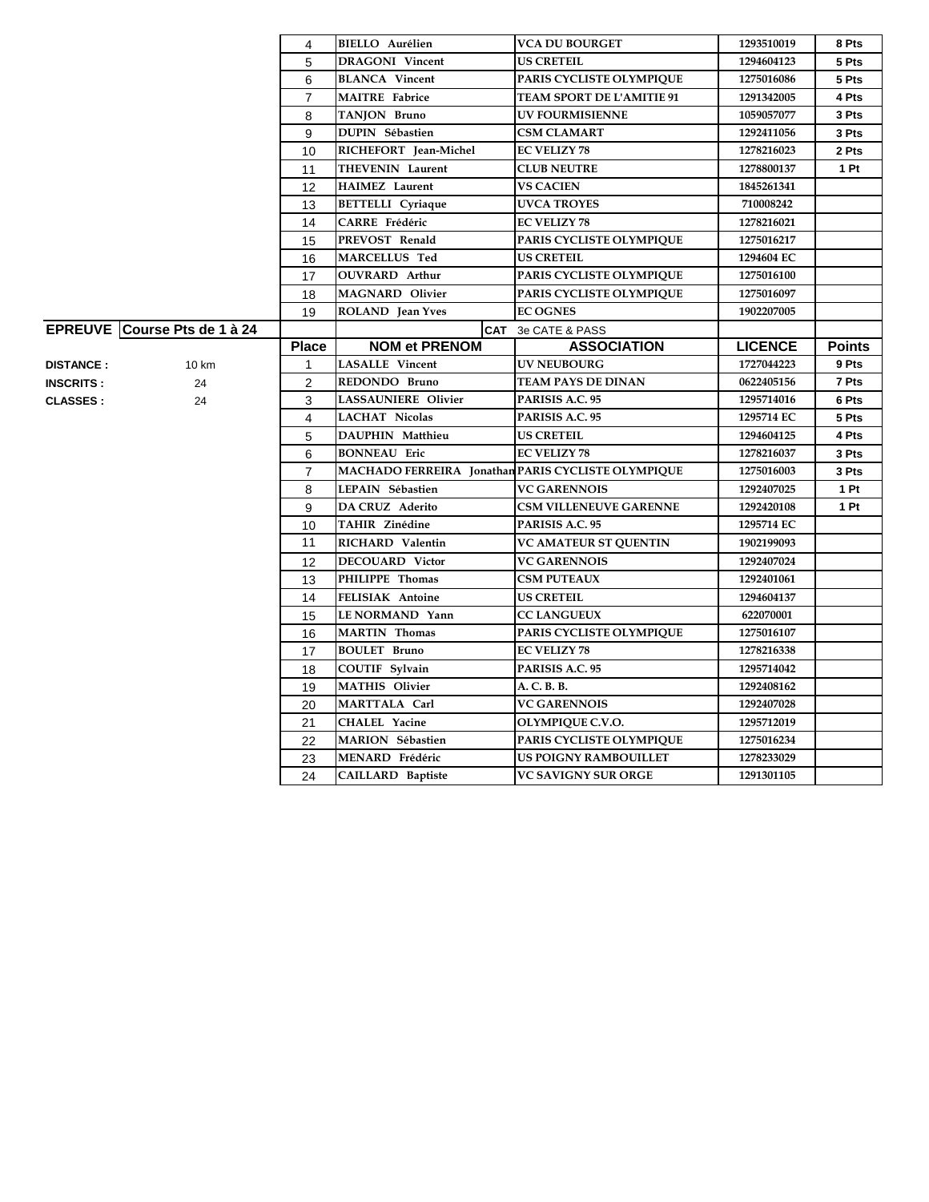| Place | NOM et PRENOM | ASSOCIATION | LICENCE | Points |
|---|---|---|---|---|
| 4 | BIELLO Aurélien | VCA DU BOURGET | 1293510019 | 8 Pts |
| 5 | DRAGONI Vincent | US CRETEIL | 1294604123 | 5 Pts |
| 6 | BLANCA Vincent | PARIS CYCLISTE OLYMPIQUE | 1275016086 | 5 Pts |
| 7 | MAITRE Fabrice | TEAM SPORT DE L'AMITIE 91 | 1291342005 | 4 Pts |
| 8 | TANJON Bruno | UV FOURMISIENNE | 1059057077 | 3 Pts |
| 9 | DUPIN Sébastien | CSM CLAMART | 1292411056 | 3 Pts |
| 10 | RICHEFORT Jean-Michel | EC VELIZY 78 | 1278216023 | 2 Pts |
| 11 | THEVENIN Laurent | CLUB NEUTRE | 1278800137 | 1 Pt |
| 12 | HAIMEZ Laurent | VS CACIEN | 1845261341 | |
| 13 | BETTELLI Cyriaque | UVCA TROYES | 710008242 | |
| 14 | CARRE Frédéric | EC VELIZY 78 | 1278216021 | |
| 15 | PREVOST Renald | PARIS CYCLISTE OLYMPIQUE | 1275016217 | |
| 16 | MARCELLUS Ted | US CRETEIL | 1294604 EC | |
| 17 | OUVRARD Arthur | PARIS CYCLISTE OLYMPIQUE | 1275016100 | |
| 18 | MAGNARD Olivier | PARIS CYCLISTE OLYMPIQUE | 1275016097 | |
| 19 | ROLAND Jean Yves | EC OGNES | 1902207005 | |

**EPREUVE** Course Pts de 1 à 24 — **CAT** 3e CATE & PASS

**DISTANCE :** 10 km
**INSCRITS :** 24
**CLASSES :** 24

| Place | NOM et PRENOM | ASSOCIATION | LICENCE | Points |
|---|---|---|---|---|
| 1 | LASALLE Vincent | UV NEUBOURG | 1727044223 | 9 Pts |
| 2 | REDONDO Bruno | TEAM PAYS DE DINAN | 0622405156 | 7 Pts |
| 3 | LASSAUNIERE Olivier | PARISIS A.C. 95 | 1295714016 | 6 Pts |
| 4 | LACHAT Nicolas | PARISIS A.C. 95 | 1295714 EC | 5 Pts |
| 5 | DAUPHIN Matthieu | US CRETEIL | 1294604125 | 4 Pts |
| 6 | BONNEAU Eric | EC VELIZY 78 | 1278216037 | 3 Pts |
| 7 | MACHADO FERREIRA Jonathan | PARIS CYCLISTE OLYMPIQUE | 1275016003 | 3 Pts |
| 8 | LEPAIN Sébastien | VC GARENNOIS | 1292407025 | 1 Pt |
| 9 | DA CRUZ Aderito | CSM VILLENEUVE GARENNE | 1292420108 | 1 Pt |
| 10 | TAHIR Zinédine | PARISIS A.C. 95 | 1295714 EC | |
| 11 | RICHARD Valentin | VC AMATEUR ST QUENTIN | 1902199093 | |
| 12 | DECOUARD Victor | VC GARENNOIS | 1292407024 | |
| 13 | PHILIPPE Thomas | CSM PUTEAUX | 1292401061 | |
| 14 | FELISIAK Antoine | US CRETEIL | 1294604137 | |
| 15 | LE NORMAND Yann | CC LANGUEUX | 622070001 | |
| 16 | MARTIN Thomas | PARIS CYCLISTE OLYMPIQUE | 1275016107 | |
| 17 | BOULET Bruno | EC VELIZY 78 | 1278216338 | |
| 18 | COUTIF Sylvain | PARISIS A.C. 95 | 1295714042 | |
| 19 | MATHIS Olivier | A. C. B. B. | 1292408162 | |
| 20 | MARTTALA Carl | VC GARENNOIS | 1292407028 | |
| 21 | CHALEL Yacine | OLYMPIQUE C.V.O. | 1295712019 | |
| 22 | MARION Sébastien | PARIS CYCLISTE OLYMPIQUE | 1275016234 | |
| 23 | MENARD Frédéric | US POIGNY RAMBOUILLET | 1278233029 | |
| 24 | CAILLARD Baptiste | VC SAVIGNY SUR ORGE | 1291301105 | |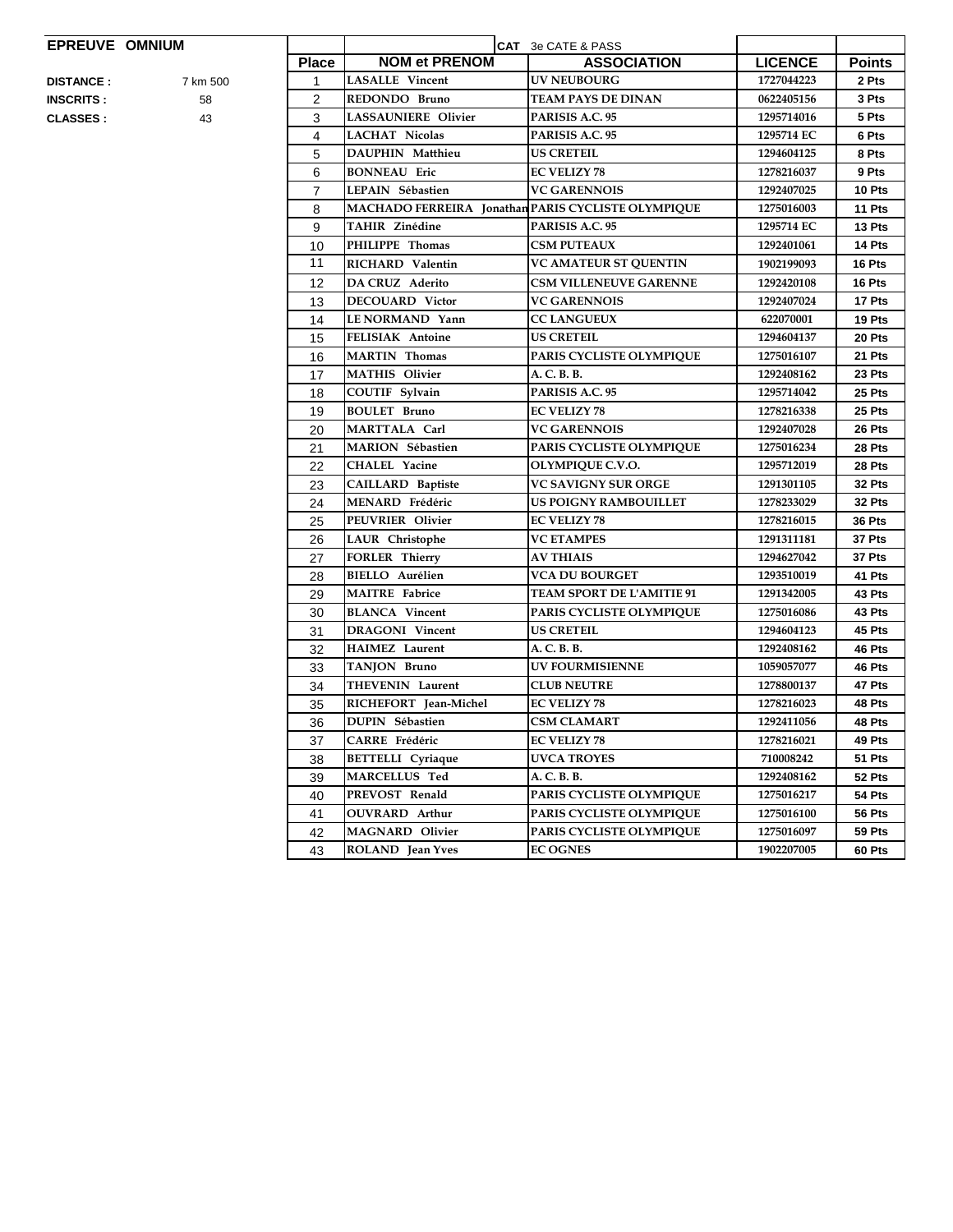**EPREUVE OMNIUM**

**DISTANCE :** 7 km 500

**INSCRITS :** 58

**CLASSES :** 43

| | **CAT** 3e CATE & PASS | | | |
|---|---|---|---|---|
| **Place** | **NOM et PRENOM** | **ASSOCIATION** | **LICENCE** | **Points** |
| 1 | LASALLE Vincent | UV NEUBOURG | 1727044223 | 2 Pts |
| 2 | REDONDO Bruno | TEAM PAYS DE DINAN | 0622405156 | 3 Pts |
| 3 | LASSAUNIERE Olivier | PARISIS A.C. 95 | 1295714016 | 5 Pts |
| 4 | LACHAT Nicolas | PARISIS A.C. 95 | 1295714 EC | 6 Pts |
| 5 | DAUPHIN Matthieu | US CRETEIL | 1294604125 | 8 Pts |
| 6 | BONNEAU Eric | EC VELIZY 78 | 1278216037 | 9 Pts |
| 7 | LEPAIN Sébastien | VC GARENNOIS | 1292407025 | 10 Pts |
| 8 | MACHADO FERREIRA Jonathan | PARIS CYCLISTE OLYMPIQUE | 1275016003 | 11 Pts |
| 9 | TAHIR Zinédine | PARISIS A.C. 95 | 1295714 EC | 13 Pts |
| 10 | PHILIPPE Thomas | CSM PUTEAUX | 1292401061 | 14 Pts |
| 11 | RICHARD Valentin | VC AMATEUR ST QUENTIN | 1902199093 | 16 Pts |
| 12 | DA CRUZ Aderito | CSM VILLENEUVE GARENNE | 1292420108 | 16 Pts |
| 13 | DECOUARD Victor | VC GARENNOIS | 1292407024 | 17 Pts |
| 14 | LE NORMAND Yann | CC LANGUEUX | 622070001 | 19 Pts |
| 15 | FELISIAK Antoine | US CRETEIL | 1294604137 | 20 Pts |
| 16 | MARTIN Thomas | PARIS CYCLISTE OLYMPIQUE | 1275016107 | 21 Pts |
| 17 | MATHIS Olivier | A. C. B. B. | 1292408162 | 23 Pts |
| 18 | COUTIF Sylvain | PARISIS A.C. 95 | 1295714042 | 25 Pts |
| 19 | BOULET Bruno | EC VELIZY 78 | 1278216338 | 25 Pts |
| 20 | MARTTALA Carl | VC GARENNOIS | 1292407028 | 26 Pts |
| 21 | MARION Sébastien | PARIS CYCLISTE OLYMPIQUE | 1275016234 | 28 Pts |
| 22 | CHALEL Yacine | OLYMPIQUE C.V.O. | 1295712019 | 28 Pts |
| 23 | CAILLARD Baptiste | VC SAVIGNY SUR ORGE | 1291301105 | 32 Pts |
| 24 | MENARD Frédéric | US POIGNY RAMBOUILLET | 1278233029 | 32 Pts |
| 25 | PEUVRIER Olivier | EC VELIZY 78 | 1278216015 | 36 Pts |
| 26 | LAUR Christophe | VC ETAMPES | 1291311181 | 37 Pts |
| 27 | FORLER Thierry | AV THIAIS | 1294627042 | 37 Pts |
| 28 | BIELLO Aurélien | VCA DU BOURGET | 1293510019 | 41 Pts |
| 29 | MAITRE Fabrice | TEAM SPORT DE L'AMITIE 91 | 1291342005 | 43 Pts |
| 30 | BLANCA Vincent | PARIS CYCLISTE OLYMPIQUE | 1275016086 | 43 Pts |
| 31 | DRAGONI Vincent | US CRETEIL | 1294604123 | 45 Pts |
| 32 | HAIMEZ Laurent | A. C. B. B. | 1292408162 | 46 Pts |
| 33 | TANJON Bruno | UV FOURMISIENNE | 1059057077 | 46 Pts |
| 34 | THEVENIN Laurent | CLUB NEUTRE | 1278800137 | 47 Pts |
| 35 | RICHEFORT Jean-Michel | EC VELIZY 78 | 1278216023 | 48 Pts |
| 36 | DUPIN Sébastien | CSM CLAMART | 1292411056 | 48 Pts |
| 37 | CARRE Frédéric | EC VELIZY 78 | 1278216021 | 49 Pts |
| 38 | BETTELLI Cyriaque | UVCA TROYES | 710008242 | 51 Pts |
| 39 | MARCELLUS Ted | A. C. B. B. | 1292408162 | 52 Pts |
| 40 | PREVOST Renald | PARIS CYCLISTE OLYMPIQUE | 1275016217 | 54 Pts |
| 41 | OUVRARD Arthur | PARIS CYCLISTE OLYMPIQUE | 1275016100 | 56 Pts |
| 42 | MAGNARD Olivier | PARIS CYCLISTE OLYMPIQUE | 1275016097 | 59 Pts |
| 43 | ROLAND Jean Yves | EC OGNES | 1902207005 | 60 Pts |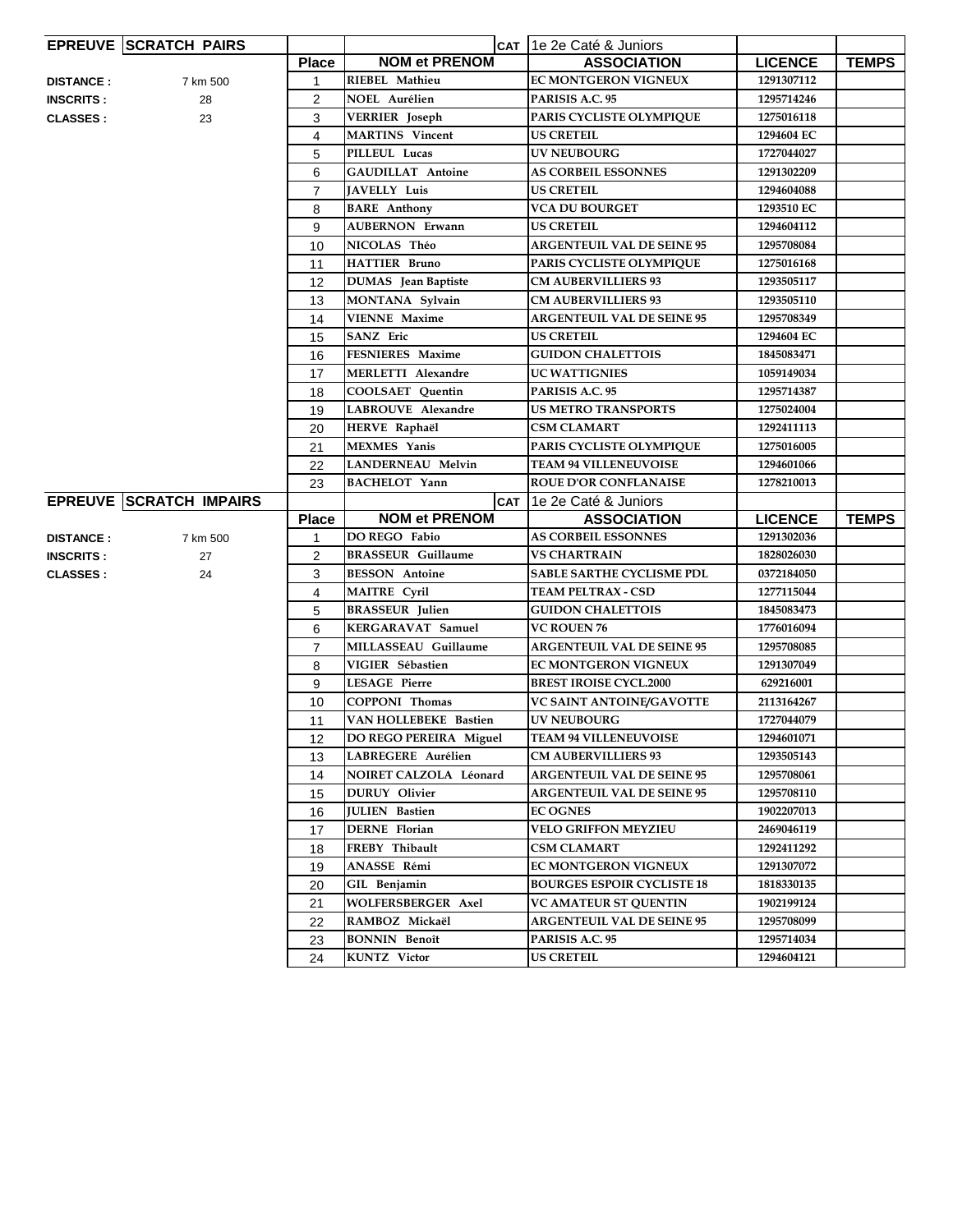## EPREUVE SCRATCH PAIRS

CAT: 1e 2e Caté & Juniors

DISTANCE : 7 km 500
INSCRITS : 28
CLASSES : 23

| Place | NOM et PRENOM | ASSOCIATION | LICENCE | TEMPS |
|---|---|---|---|---|
| 1 | RIEBEL Mathieu | EC MONTGERON VIGNEUX | 1291307112 | |
| 2 | NOEL Aurélien | PARISIS A.C. 95 | 1295714246 | |
| 3 | VERRIER Joseph | PARIS CYCLISTE OLYMPIQUE | 1275016118 | |
| 4 | MARTINS Vincent | US CRETEIL | 1294604 EC | |
| 5 | PILLEUL Lucas | UV NEUBOURG | 1727044027 | |
| 6 | GAUDILLAT Antoine | AS CORBEIL ESSONNES | 1291302209 | |
| 7 | JAVELLY Luis | US CRETEIL | 1294604088 | |
| 8 | BARE Anthony | VCA DU BOURGET | 1293510 EC | |
| 9 | AUBERNON Erwann | US CRETEIL | 1294604112 | |
| 10 | NICOLAS Théo | ARGENTEUIL VAL DE SEINE 95 | 1295708084 | |
| 11 | HATTIER Bruno | PARIS CYCLISTE OLYMPIQUE | 1275016168 | |
| 12 | DUMAS Jean Baptiste | CM AUBERVILLIERS 93 | 1293505117 | |
| 13 | MONTANA Sylvain | CM AUBERVILLIERS 93 | 1293505110 | |
| 14 | VIENNE Maxime | ARGENTEUIL VAL DE SEINE 95 | 1295708349 | |
| 15 | SANZ Eric | US CRETEIL | 1294604 EC | |
| 16 | FESNIERES Maxime | GUIDON CHALETTOIS | 1845083471 | |
| 17 | MERLETTI Alexandre | UC WATTIGNIES | 1059149034 | |
| 18 | COOLSAET Quentin | PARISIS A.C. 95 | 1295714387 | |
| 19 | LABROUVE Alexandre | US METRO TRANSPORTS | 1275024004 | |
| 20 | HERVE Raphaël | CSM CLAMART | 1292411113 | |
| 21 | MEXMES Yanis | PARIS CYCLISTE OLYMPIQUE | 1275016005 | |
| 22 | LANDERNEAU Melvin | TEAM 94 VILLENEUVOISE | 1294601066 | |
| 23 | BACHELOT Yann | ROUE D'OR CONFLANAISE | 1278210013 | |

## EPREUVE SCRATCH IMPAIRS

CAT: 1e 2e Caté & Juniors

DISTANCE : 7 km 500
INSCRITS : 27
CLASSES : 24

| Place | NOM et PRENOM | ASSOCIATION | LICENCE | TEMPS |
|---|---|---|---|---|
| 1 | DO REGO Fabio | AS CORBEIL ESSONNES | 1291302036 | |
| 2 | BRASSEUR Guillaume | VS CHARTRAIN | 1828026030 | |
| 3 | BESSON Antoine | SABLE SARTHE CYCLISME PDL | 0372184050 | |
| 4 | MAITRE Cyril | TEAM PELTRAX - CSD | 1277115044 | |
| 5 | BRASSEUR Julien | GUIDON CHALETTOIS | 1845083473 | |
| 6 | KERGARAVAT Samuel | VC ROUEN 76 | 1776016094 | |
| 7 | MILLASSEAU Guillaume | ARGENTEUIL VAL DE SEINE 95 | 1295708085 | |
| 8 | VIGIER Sébastien | EC MONTGERON VIGNEUX | 1291307049 | |
| 9 | LESAGE Pierre | BREST IROISE CYCL.2000 | 629216001 | |
| 10 | COPPONI Thomas | VC SAINT ANTOINE/GAVOTTE | 2113164267 | |
| 11 | VAN HOLLEBEKE Bastien | UV NEUBOURG | 1727044079 | |
| 12 | DO REGO PEREIRA Miguel | TEAM 94 VILLENEUVOISE | 1294601071 | |
| 13 | LABREGERE Aurélien | CM AUBERVILLIERS 93 | 1293505143 | |
| 14 | NOIRET CALZOLA Léonard | ARGENTEUIL VAL DE SEINE 95 | 1295708061 | |
| 15 | DURUY Olivier | ARGENTEUIL VAL DE SEINE 95 | 1295708110 | |
| 16 | JULIEN Bastien | EC OGNES | 1902207013 | |
| 17 | DERNE Florian | VELO GRIFFON MEYZIEU | 2469046119 | |
| 18 | FREBY Thibault | CSM CLAMART | 1292411292 | |
| 19 | ANASSE Rémi | EC MONTGERON VIGNEUX | 1291307072 | |
| 20 | GIL Benjamin | BOURGES ESPOIR CYCLISTE 18 | 1818330135 | |
| 21 | WOLFERSBERGER Axel | VC AMATEUR ST QUENTIN | 1902199124 | |
| 22 | RAMBOZ Mickaël | ARGENTEUIL VAL DE SEINE 95 | 1295708099 | |
| 23 | BONNIN Benoît | PARISIS A.C. 95 | 1295714034 | |
| 24 | KUNTZ Victor | US CRETEIL | 1294604121 | |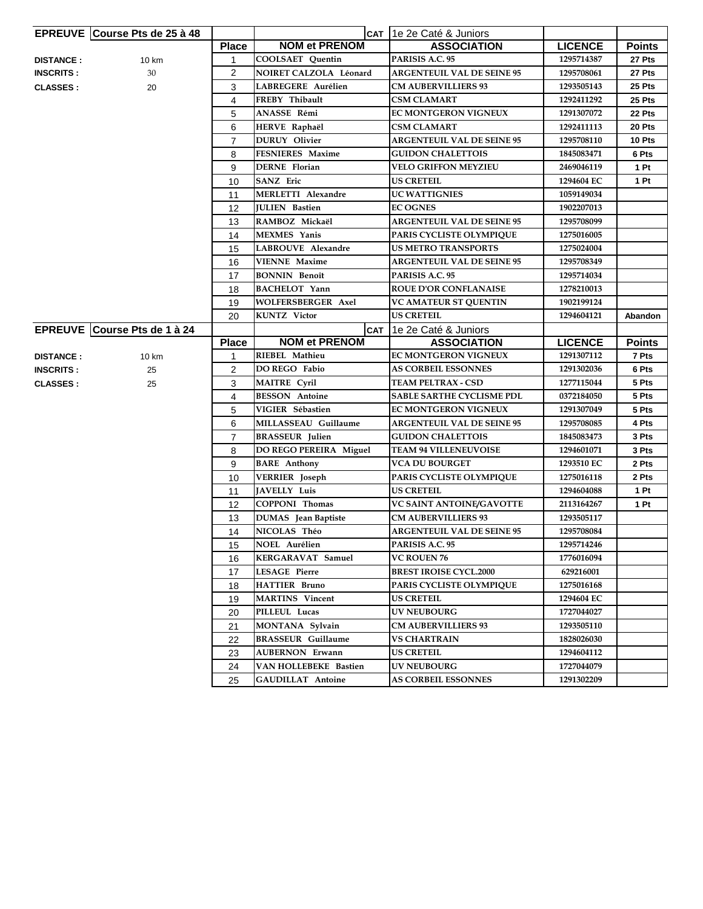| EPREUVE | Course Pts de 25 à 48 | | CAT | 1e 2e Caté & Juniors | | |
|---|---|---|---|---|---|---|
| | | **Place** | **NOM et PRENOM** | **ASSOCIATION** | **LICENCE** | **Points** |
| **DISTANCE :** | 10 km | 1 | COOLSAET Quentin | PARISIS A.C. 95 | 1295714387 | 27 Pts |
| **INSCRITS :** | 30 | 2 | NOIRET CALZOLA Léonard | ARGENTEUIL VAL DE SEINE 95 | 1295708061 | 27 Pts |
| **CLASSES :** | 20 | 3 | LABREGERE Aurélien | CM AUBERVILLIERS 93 | 1293505143 | 25 Pts |
| | | 4 | FREBY Thibault | CSM CLAMART | 1292411292 | 25 Pts |
| | | 5 | ANASSE Rémi | EC MONTGERON VIGNEUX | 1291307072 | 22 Pts |
| | | 6 | HERVE Raphaël | CSM CLAMART | 1292411113 | 20 Pts |
| | | 7 | DURUY Olivier | ARGENTEUIL VAL DE SEINE 95 | 1295708110 | 10 Pts |
| | | 8 | FESNIERES Maxime | GUIDON CHALETTOIS | 1845083471 | 6 Pts |
| | | 9 | DERNE Florian | VELO GRIFFON MEYZIEU | 2469046119 | 1 Pt |
| | | 10 | SANZ Eric | US CRETEIL | 1294604 EC | 1 Pt |
| | | 11 | MERLETTI Alexandre | UC WATTIGNIES | 1059149034 | |
| | | 12 | JULIEN Bastien | EC OGNES | 1902207013 | |
| | | 13 | RAMBOZ Mickaël | ARGENTEUIL VAL DE SEINE 95 | 1295708099 | |
| | | 14 | MEXMES Yanis | PARIS CYCLISTE OLYMPIQUE | 1275016005 | |
| | | 15 | LABROUVE Alexandre | US METRO TRANSPORTS | 1275024004 | |
| | | 16 | VIENNE Maxime | ARGENTEUIL VAL DE SEINE 95 | 1295708349 | |
| | | 17 | BONNIN Benoît | PARISIS A.C. 95 | 1295714034 | |
| | | 18 | BACHELOT Yann | ROUE D'OR CONFLANAISE | 1278210013 | |
| | | 19 | WOLFERSBERGER Axel | VC AMATEUR ST QUENTIN | 1902199124 | |
| | | 20 | KUNTZ Victor | US CRETEIL | 1294604121 | Abandon |

| EPREUVE | Course Pts de 1 à 24 | | CAT | 1e 2e Caté & Juniors | | |
|---|---|---|---|---|---|---|
| | | **Place** | **NOM et PRENOM** | **ASSOCIATION** | **LICENCE** | **Points** |
| **DISTANCE :** | 10 km | 1 | RIEBEL Mathieu | EC MONTGERON VIGNEUX | 1291307112 | 7 Pts |
| **INSCRITS :** | 25 | 2 | DO REGO Fabio | AS CORBEIL ESSONNES | 1291302036 | 6 Pts |
| **CLASSES :** | 25 | 3 | MAITRE Cyril | TEAM PELTRAX - CSD | 1277115044 | 5 Pts |
| | | 4 | BESSON Antoine | SABLE SARTHE CYCLISME PDL | 0372184050 | 5 Pts |
| | | 5 | VIGIER Sébastien | EC MONTGERON VIGNEUX | 1291307049 | 5 Pts |
| | | 6 | MILLASSEAU Guillaume | ARGENTEUIL VAL DE SEINE 95 | 1295708085 | 4 Pts |
| | | 7 | BRASSEUR Julien | GUIDON CHALETTOIS | 1845083473 | 3 Pts |
| | | 8 | DO REGO PEREIRA Miguel | TEAM 94 VILLENEUVOISE | 1294601071 | 3 Pts |
| | | 9 | BARE Anthony | VCA DU BOURGET | 1293510 EC | 2 Pts |
| | | 10 | VERRIER Joseph | PARIS CYCLISTE OLYMPIQUE | 1275016118 | 2 Pts |
| | | 11 | JAVELLY Luis | US CRETEIL | 1294604088 | 1 Pt |
| | | 12 | COPPONI Thomas | VC SAINT ANTOINE/GAVOTTE | 2113164267 | 1 Pt |
| | | 13 | DUMAS Jean Baptiste | CM AUBERVILLIERS 93 | 1293505117 | |
| | | 14 | NICOLAS Théo | ARGENTEUIL VAL DE SEINE 95 | 1295708084 | |
| | | 15 | NOEL Aurélien | PARISIS A.C. 95 | 1295714246 | |
| | | 16 | KERGARAVAT Samuel | VC ROUEN 76 | 1776016094 | |
| | | 17 | LESAGE Pierre | BREST IROISE CYCL.2000 | 629216001 | |
| | | 18 | HATTIER Bruno | PARIS CYCLISTE OLYMPIQUE | 1275016168 | |
| | | 19 | MARTINS Vincent | US CRETEIL | 1294604 EC | |
| | | 20 | PILLEUL Lucas | UV NEUBOURG | 1727044027 | |
| | | 21 | MONTANA Sylvain | CM AUBERVILLIERS 93 | 1293505110 | |
| | | 22 | BRASSEUR Guillaume | VS CHARTRAIN | 1828026030 | |
| | | 23 | AUBERNON Erwann | US CRETEIL | 1294604112 | |
| | | 24 | VAN HOLLEBEKE Bastien | UV NEUBOURG | 1727044079 | |
| | | 25 | GAUDILLAT Antoine | AS CORBEIL ESSONNES | 1291302209 | |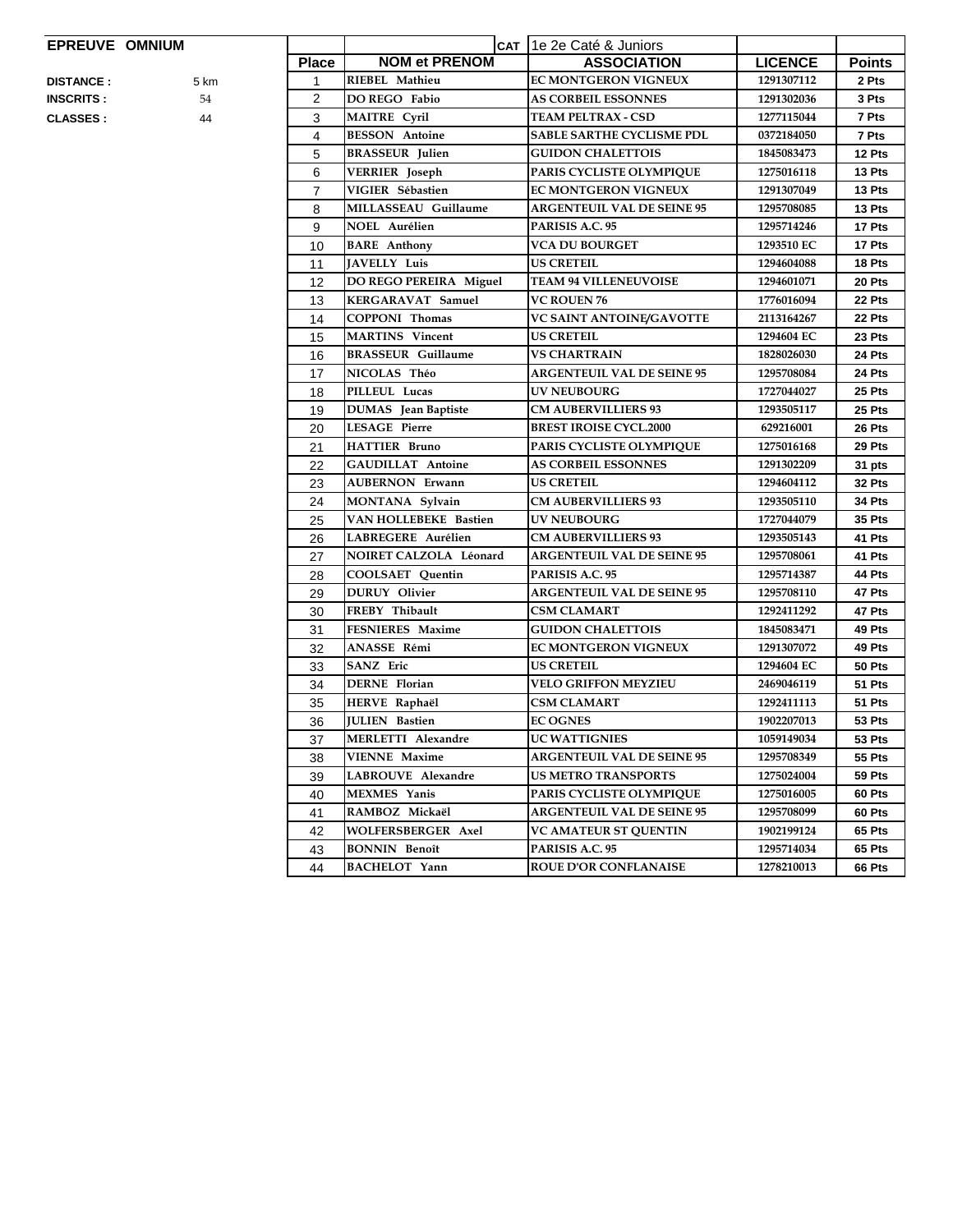**EPREUVE OMNIUM**

**DISTANCE :** 5 km

**INSCRITS :** 54

**CLASSES :** 44

| | | CAT | 1e 2e Caté & Juniors | | |
|---|---|---|---|---|---|
| **Place** | **NOM et PRENOM** | | **ASSOCIATION** | **LICENCE** | **Points** |
| 1 | RIEBEL Mathieu | | EC MONTGERON VIGNEUX | 1291307112 | 2 Pts |
| 2 | DO REGO Fabio | | AS CORBEIL ESSONNES | 1291302036 | 3 Pts |
| 3 | MAITRE Cyril | | TEAM PELTRAX - CSD | 1277115044 | 7 Pts |
| 4 | BESSON Antoine | | SABLE SARTHE CYCLISME PDL | 0372184050 | 7 Pts |
| 5 | BRASSEUR Julien | | GUIDON CHALETTOIS | 1845083473 | 12 Pts |
| 6 | VERRIER Joseph | | PARIS CYCLISTE OLYMPIQUE | 1275016118 | 13 Pts |
| 7 | VIGIER Sébastien | | EC MONTGERON VIGNEUX | 1291307049 | 13 Pts |
| 8 | MILLASSEAU Guillaume | | ARGENTEUIL VAL DE SEINE 95 | 1295708085 | 13 Pts |
| 9 | NOEL Aurélien | | PARISIS A.C. 95 | 1295714246 | 17 Pts |
| 10 | BARE Anthony | | VCA DU BOURGET | 1293510 EC | 17 Pts |
| 11 | JAVELLY Luis | | US CRETEIL | 1294604088 | 18 Pts |
| 12 | DO REGO PEREIRA Miguel | | TEAM 94 VILLENEUVOISE | 1294601071 | 20 Pts |
| 13 | KERGARAVAT Samuel | | VC ROUEN 76 | 1776016094 | 22 Pts |
| 14 | COPPONI Thomas | | VC SAINT ANTOINE/GAVOTTE | 2113164267 | 22 Pts |
| 15 | MARTINS Vincent | | US CRETEIL | 1294604 EC | 23 Pts |
| 16 | BRASSEUR Guillaume | | VS CHARTRAIN | 1828026030 | 24 Pts |
| 17 | NICOLAS Théo | | ARGENTEUIL VAL DE SEINE 95 | 1295708084 | 24 Pts |
| 18 | PILLEUL Lucas | | UV NEUBOURG | 1727044027 | 25 Pts |
| 19 | DUMAS Jean Baptiste | | CM AUBERVILLIERS 93 | 1293505117 | 25 Pts |
| 20 | LESAGE Pierre | | BREST IROISE CYCL.2000 | 629216001 | 26 Pts |
| 21 | HATTIER Bruno | | PARIS CYCLISTE OLYMPIQUE | 1275016168 | 29 Pts |
| 22 | GAUDILLAT Antoine | | AS CORBEIL ESSONNES | 1291302209 | 31 pts |
| 23 | AUBERNON Erwann | | US CRETEIL | 1294604112 | 32 Pts |
| 24 | MONTANA Sylvain | | CM AUBERVILLIERS 93 | 1293505110 | 34 Pts |
| 25 | VAN HOLLEBEKE Bastien | | UV NEUBOURG | 1727044079 | 35 Pts |
| 26 | LABREGERE Aurélien | | CM AUBERVILLIERS 93 | 1293505143 | 41 Pts |
| 27 | NOIRET CALZOLA Léonard | | ARGENTEUIL VAL DE SEINE 95 | 1295708061 | 41 Pts |
| 28 | COOLSAET Quentin | | PARISIS A.C. 95 | 1295714387 | 44 Pts |
| 29 | DURUY Olivier | | ARGENTEUIL VAL DE SEINE 95 | 1295708110 | 47 Pts |
| 30 | FREBY Thibault | | CSM CLAMART | 1292411292 | 47 Pts |
| 31 | FESNIERES Maxime | | GUIDON CHALETTOIS | 1845083471 | 49 Pts |
| 32 | ANASSE Rémi | | EC MONTGERON VIGNEUX | 1291307072 | 49 Pts |
| 33 | SANZ Eric | | US CRETEIL | 1294604 EC | 50 Pts |
| 34 | DERNE Florian | | VELO GRIFFON MEYZIEU | 2469046119 | 51 Pts |
| 35 | HERVE Raphaël | | CSM CLAMART | 1292411113 | 51 Pts |
| 36 | JULIEN Bastien | | EC OGNES | 1902207013 | 53 Pts |
| 37 | MERLETTI Alexandre | | UC WATTIGNIES | 1059149034 | 53 Pts |
| 38 | VIENNE Maxime | | ARGENTEUIL VAL DE SEINE 95 | 1295708349 | 55 Pts |
| 39 | LABROUVE Alexandre | | US METRO TRANSPORTS | 1275024004 | 59 Pts |
| 40 | MEXMES Yanis | | PARIS CYCLISTE OLYMPIQUE | 1275016005 | 60 Pts |
| 41 | RAMBOZ Mickaël | | ARGENTEUIL VAL DE SEINE 95 | 1295708099 | 60 Pts |
| 42 | WOLFERSBERGER Axel | | VC AMATEUR ST QUENTIN | 1902199124 | 65 Pts |
| 43 | BONNIN Benoît | | PARISIS A.C. 95 | 1295714034 | 65 Pts |
| 44 | BACHELOT Yann | | ROUE D'OR CONFLANAISE | 1278210013 | 66 Pts |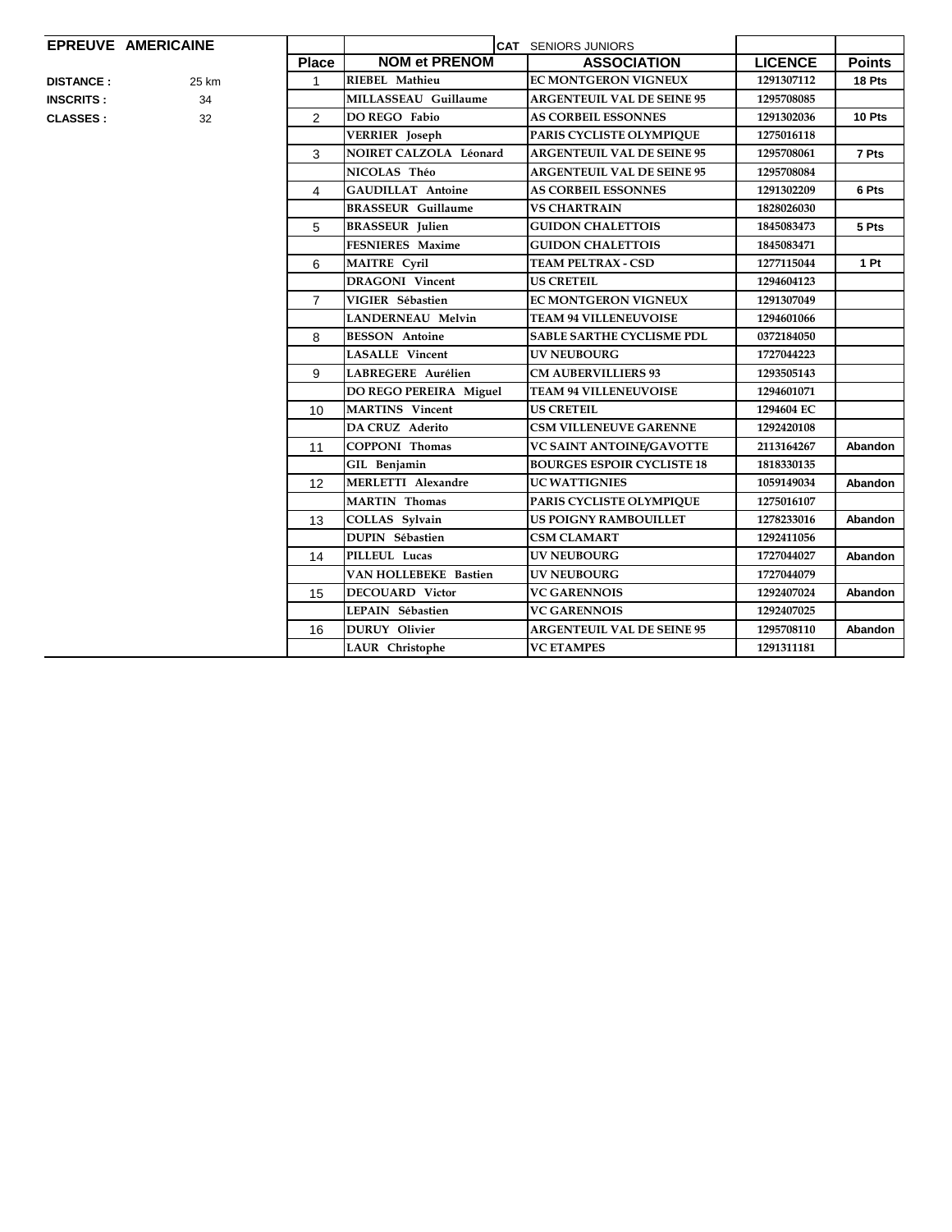**EPREUVE AMERICAINE**

**DISTANCE :** 25 km

**INSCRITS :** 34

**CLASSES :** 32

**CAT** SENIORS JUNIORS

| Place | NOM et PRENOM | ASSOCIATION | LICENCE | Points |
|---|---|---|---|---|
| 1 | RIEBEL Mathieu | EC MONTGERON VIGNEUX | 1291307112 | 18 Pts |
| | MILLASSEAU Guillaume | ARGENTEUIL VAL DE SEINE 95 | 1295708085 | |
| 2 | DO REGO Fabio | AS CORBEIL ESSONNES | 1291302036 | 10 Pts |
| | VERRIER Joseph | PARIS CYCLISTE OLYMPIQUE | 1275016118 | |
| 3 | NOIRET CALZOLA Léonard | ARGENTEUIL VAL DE SEINE 95 | 1295708061 | 7 Pts |
| | NICOLAS Théo | ARGENTEUIL VAL DE SEINE 95 | 1295708084 | |
| 4 | GAUDILLAT Antoine | AS CORBEIL ESSONNES | 1291302209 | 6 Pts |
| | BRASSEUR Guillaume | VS CHARTRAIN | 1828026030 | |
| 5 | BRASSEUR Julien | GUIDON CHALETTOIS | 1845083473 | 5 Pts |
| | FESNIERES Maxime | GUIDON CHALETTOIS | 1845083471 | |
| 6 | MAITRE Cyril | TEAM PELTRAX - CSD | 1277115044 | 1 Pt |
| | DRAGONI Vincent | US CRETEIL | 1294604123 | |
| 7 | VIGIER Sébastien | EC MONTGERON VIGNEUX | 1291307049 | |
| | LANDERNEAU Melvin | TEAM 94 VILLENEUVOISE | 1294601066 | |
| 8 | BESSON Antoine | SABLE SARTHE CYCLISME PDL | 0372184050 | |
| | LASALLE Vincent | UV NEUBOURG | 1727044223 | |
| 9 | LABREGERE Aurélien | CM AUBERVILLIERS 93 | 1293505143 | |
| | DO REGO PEREIRA Miguel | TEAM 94 VILLENEUVOISE | 1294601071 | |
| 10 | MARTINS Vincent | US CRETEIL | 1294604 EC | |
| | DA CRUZ Aderito | CSM VILLENEUVE GARENNE | 1292420108 | |
| 11 | COPPONI Thomas | VC SAINT ANTOINE/GAVOTTE | 2113164267 | Abandon |
| | GIL Benjamin | BOURGES ESPOIR CYCLISTE 18 | 1818330135 | |
| 12 | MERLETTI Alexandre | UC WATTIGNIES | 1059149034 | Abandon |
| | MARTIN Thomas | PARIS CYCLISTE OLYMPIQUE | 1275016107 | |
| 13 | COLLAS Sylvain | US POIGNY RAMBOUILLET | 1278233016 | Abandon |
| | DUPIN Sébastien | CSM CLAMART | 1292411056 | |
| 14 | PILLEUL Lucas | UV NEUBOURG | 1727044027 | Abandon |
| | VAN HOLLEBEKE Bastien | UV NEUBOURG | 1727044079 | |
| 15 | DECOUARD Victor | VC GARENNOIS | 1292407024 | Abandon |
| | LEPAIN Sébastien | VC GARENNOIS | 1292407025 | |
| 16 | DURUY Olivier | ARGENTEUIL VAL DE SEINE 95 | 1295708110 | Abandon |
| | LAUR Christophe | VC ETAMPES | 1291311181 | |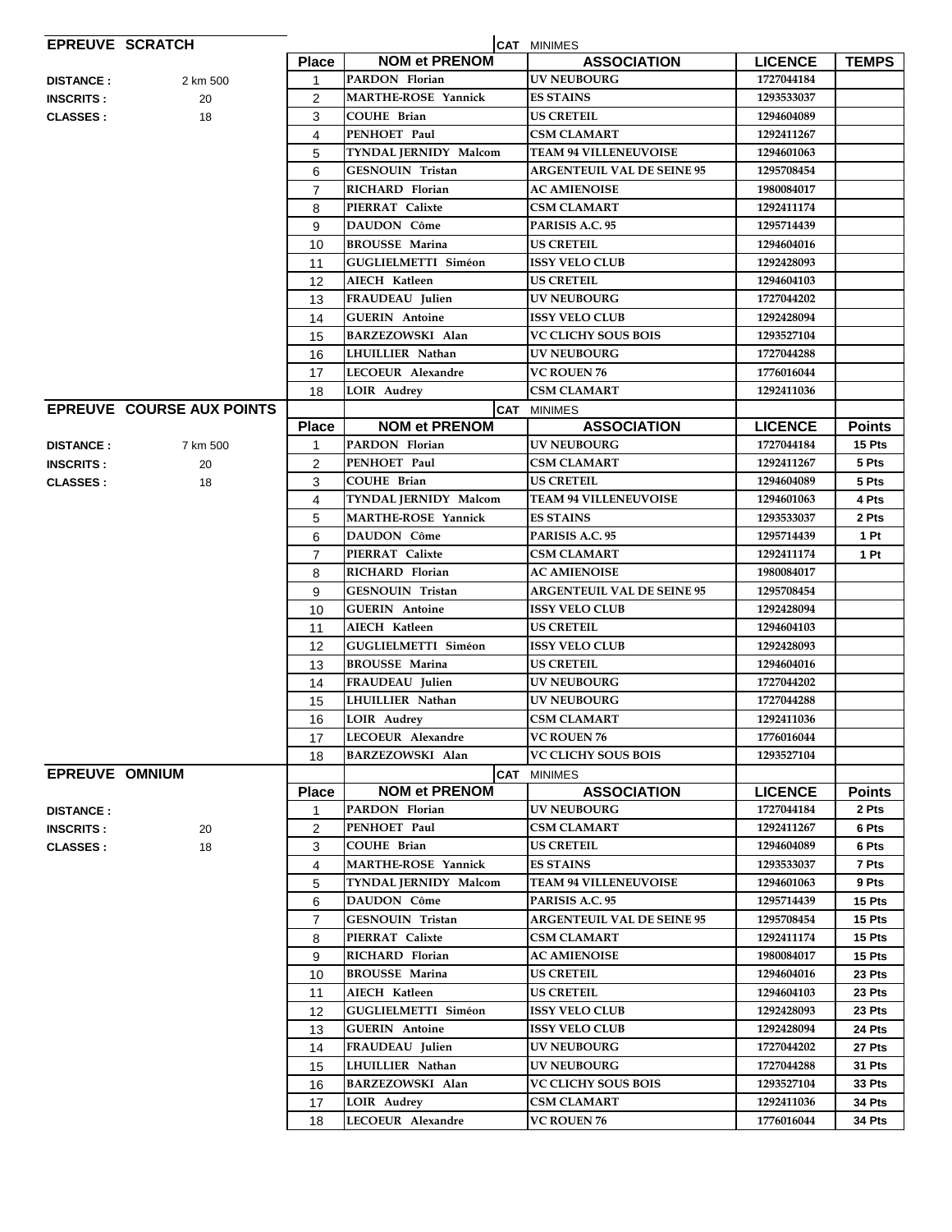## EPREUVE SCRATCH

**CAT** MINIMES

**DISTANCE :** 2 km 500
**INSCRITS :** 20
**CLASSES :** 18

| Place | NOM et PRENOM | ASSOCIATION | LICENCE | TEMPS |
|---|---|---|---|---|
| 1 | PARDON Florian | UV NEUBOURG | 1727044184 | |
| 2 | MARTHE-ROSE Yannick | ES STAINS | 1293533037 | |
| 3 | COUHE Brian | US CRETEIL | 1294604089 | |
| 4 | PENHOET Paul | CSM CLAMART | 1292411267 | |
| 5 | TYNDAL JERNIDY Malcom | TEAM 94 VILLENEUVOISE | 1294601063 | |
| 6 | GESNOUIN Tristan | ARGENTEUIL VAL DE SEINE 95 | 1295708454 | |
| 7 | RICHARD Florian | AC AMIENOISE | 1980084017 | |
| 8 | PIERRAT Calixte | CSM CLAMART | 1292411174 | |
| 9 | DAUDON Côme | PARISIS A.C. 95 | 1295714439 | |
| 10 | BROUSSE Marina | US CRETEIL | 1294604016 | |
| 11 | GUGLIELMETTI Siméon | ISSY VELO CLUB | 1292428093 | |
| 12 | AIECH Katleen | US CRETEIL | 1294604103 | |
| 13 | FRAUDEAU Julien | UV NEUBOURG | 1727044202 | |
| 14 | GUERIN Antoine | ISSY VELO CLUB | 1292428094 | |
| 15 | BARZEZOWSKI Alan | VC CLICHY SOUS BOIS | 1293527104 | |
| 16 | LHUILLIER Nathan | UV NEUBOURG | 1727044288 | |
| 17 | LECOEUR Alexandre | VC ROUEN 76 | 1776016044 | |
| 18 | LOIR Audrey | CSM CLAMART | 1292411036 | |

## EPREUVE COURSE AUX POINTS

**CAT** MINIMES

**DISTANCE :** 7 km 500
**INSCRITS :** 20
**CLASSES :** 18

| Place | NOM et PRENOM | ASSOCIATION | LICENCE | Points |
|---|---|---|---|---|
| 1 | PARDON Florian | UV NEUBOURG | 1727044184 | 15 Pts |
| 2 | PENHOET Paul | CSM CLAMART | 1292411267 | 5 Pts |
| 3 | COUHE Brian | US CRETEIL | 1294604089 | 5 Pts |
| 4 | TYNDAL JERNIDY Malcom | TEAM 94 VILLENEUVOISE | 1294601063 | 4 Pts |
| 5 | MARTHE-ROSE Yannick | ES STAINS | 1293533037 | 2 Pts |
| 6 | DAUDON Côme | PARISIS A.C. 95 | 1295714439 | 1 Pt |
| 7 | PIERRAT Calixte | CSM CLAMART | 1292411174 | 1 Pt |
| 8 | RICHARD Florian | AC AMIENOISE | 1980084017 | |
| 9 | GESNOUIN Tristan | ARGENTEUIL VAL DE SEINE 95 | 1295708454 | |
| 10 | GUERIN Antoine | ISSY VELO CLUB | 1292428094 | |
| 11 | AIECH Katleen | US CRETEIL | 1294604103 | |
| 12 | GUGLIELMETTI Siméon | ISSY VELO CLUB | 1292428093 | |
| 13 | BROUSSE Marina | US CRETEIL | 1294604016 | |
| 14 | FRAUDEAU Julien | UV NEUBOURG | 1727044202 | |
| 15 | LHUILLIER Nathan | UV NEUBOURG | 1727044288 | |
| 16 | LOIR Audrey | CSM CLAMART | 1292411036 | |
| 17 | LECOEUR Alexandre | VC ROUEN 76 | 1776016044 | |
| 18 | BARZEZOWSKI Alan | VC CLICHY SOUS BOIS | 1293527104 | |

## EPREUVE OMNIUM

**CAT** MINIMES

**DISTANCE :**
**INSCRITS :** 20
**CLASSES :** 18

| Place | NOM et PRENOM | ASSOCIATION | LICENCE | Points |
|---|---|---|---|---|
| 1 | PARDON Florian | UV NEUBOURG | 1727044184 | 2 Pts |
| 2 | PENHOET Paul | CSM CLAMART | 1292411267 | 6 Pts |
| 3 | COUHE Brian | US CRETEIL | 1294604089 | 6 Pts |
| 4 | MARTHE-ROSE Yannick | ES STAINS | 1293533037 | 7 Pts |
| 5 | TYNDAL JERNIDY Malcom | TEAM 94 VILLENEUVOISE | 1294601063 | 9 Pts |
| 6 | DAUDON Côme | PARISIS A.C. 95 | 1295714439 | 15 Pts |
| 7 | GESNOUIN Tristan | ARGENTEUIL VAL DE SEINE 95 | 1295708454 | 15 Pts |
| 8 | PIERRAT Calixte | CSM CLAMART | 1292411174 | 15 Pts |
| 9 | RICHARD Florian | AC AMIENOISE | 1980084017 | 15 Pts |
| 10 | BROUSSE Marina | US CRETEIL | 1294604016 | 23 Pts |
| 11 | AIECH Katleen | US CRETEIL | 1294604103 | 23 Pts |
| 12 | GUGLIELMETTI Siméon | ISSY VELO CLUB | 1292428093 | 23 Pts |
| 13 | GUERIN Antoine | ISSY VELO CLUB | 1292428094 | 24 Pts |
| 14 | FRAUDEAU Julien | UV NEUBOURG | 1727044202 | 27 Pts |
| 15 | LHUILLIER Nathan | UV NEUBOURG | 1727044288 | 31 Pts |
| 16 | BARZEZOWSKI Alan | VC CLICHY SOUS BOIS | 1293527104 | 33 Pts |
| 17 | LOIR Audrey | CSM CLAMART | 1292411036 | 34 Pts |
| 18 | LECOEUR Alexandre | VC ROUEN 76 | 1776016044 | 34 Pts |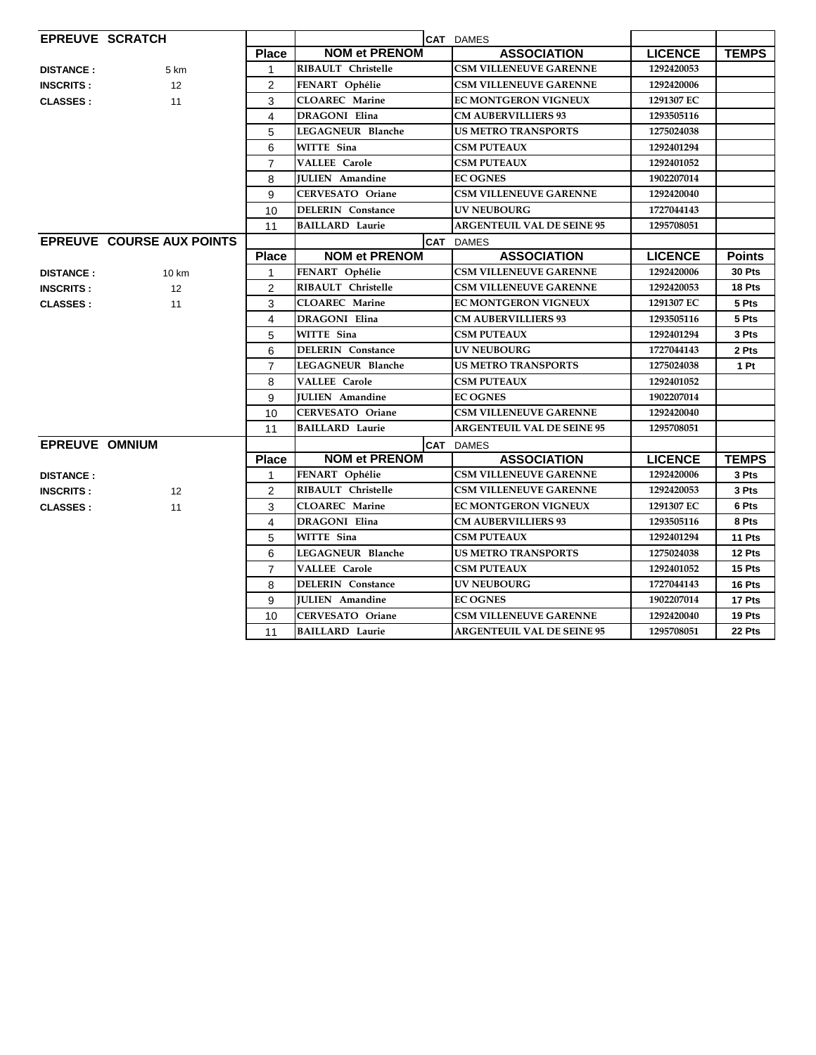## EPREUVE SCRATCH

**DISTANCE :** 5 km
**INSCRITS :** 12
**CLASSES :** 11

| Place | NOM et PRENOM | ASSOCIATION | LICENCE | TEMPS |
|---|---|---|---|---|
| | | **CAT** DAMES | | |
| 1 | RIBAULT Christelle | CSM VILLENEUVE GARENNE | 1292420053 | |
| 2 | FENART Ophélie | CSM VILLENEUVE GARENNE | 1292420006 | |
| 3 | CLOAREC Marine | EC MONTGERON VIGNEUX | 1291307 EC | |
| 4 | DRAGONI Elina | CM AUBERVILLIERS 93 | 1293505116 | |
| 5 | LEGAGNEUR Blanche | US METRO TRANSPORTS | 1275024038 | |
| 6 | WITTE Sina | CSM PUTEAUX | 1292401294 | |
| 7 | VALLEE Carole | CSM PUTEAUX | 1292401052 | |
| 8 | JULIEN Amandine | EC OGNES | 1902207014 | |
| 9 | CERVESATO Oriane | CSM VILLENEUVE GARENNE | 1292420040 | |
| 10 | DELERIN Constance | UV NEUBOURG | 1727044143 | |
| 11 | BAILLARD Laurie | ARGENTEUIL VAL DE SEINE 95 | 1295708051 | |

## EPREUVE COURSE AUX POINTS

**DISTANCE :** 10 km
**INSCRITS :** 12
**CLASSES :** 11

| Place | NOM et PRENOM | ASSOCIATION | LICENCE | Points |
|---|---|---|---|---|
| | | **CAT** DAMES | | |
| 1 | FENART Ophélie | CSM VILLENEUVE GARENNE | 1292420006 | 30 Pts |
| 2 | RIBAULT Christelle | CSM VILLENEUVE GARENNE | 1292420053 | 18 Pts |
| 3 | CLOAREC Marine | EC MONTGERON VIGNEUX | 1291307 EC | 5 Pts |
| 4 | DRAGONI Elina | CM AUBERVILLIERS 93 | 1293505116 | 5 Pts |
| 5 | WITTE Sina | CSM PUTEAUX | 1292401294 | 3 Pts |
| 6 | DELERIN Constance | UV NEUBOURG | 1727044143 | 2 Pts |
| 7 | LEGAGNEUR Blanche | US METRO TRANSPORTS | 1275024038 | 1 Pt |
| 8 | VALLEE Carole | CSM PUTEAUX | 1292401052 | |
| 9 | JULIEN Amandine | EC OGNES | 1902207014 | |
| 10 | CERVESATO Oriane | CSM VILLENEUVE GARENNE | 1292420040 | |
| 11 | BAILLARD Laurie | ARGENTEUIL VAL DE SEINE 95 | 1295708051 | |

## EPREUVE OMNIUM

**DISTANCE :**
**INSCRITS :** 12
**CLASSES :** 11

| Place | NOM et PRENOM | ASSOCIATION | LICENCE | TEMPS |
|---|---|---|---|---|
| | | **CAT** DAMES | | |
| 1 | FENART Ophélie | CSM VILLENEUVE GARENNE | 1292420006 | 3 Pts |
| 2 | RIBAULT Christelle | CSM VILLENEUVE GARENNE | 1292420053 | 3 Pts |
| 3 | CLOAREC Marine | EC MONTGERON VIGNEUX | 1291307 EC | 6 Pts |
| 4 | DRAGONI Elina | CM AUBERVILLIERS 93 | 1293505116 | 8 Pts |
| 5 | WITTE Sina | CSM PUTEAUX | 1292401294 | 11 Pts |
| 6 | LEGAGNEUR Blanche | US METRO TRANSPORTS | 1275024038 | 12 Pts |
| 7 | VALLEE Carole | CSM PUTEAUX | 1292401052 | 15 Pts |
| 8 | DELERIN Constance | UV NEUBOURG | 1727044143 | 16 Pts |
| 9 | JULIEN Amandine | EC OGNES | 1902207014 | 17 Pts |
| 10 | CERVESATO Oriane | CSM VILLENEUVE GARENNE | 1292420040 | 19 Pts |
| 11 | BAILLARD Laurie | ARGENTEUIL VAL DE SEINE 95 | 1295708051 | 22 Pts |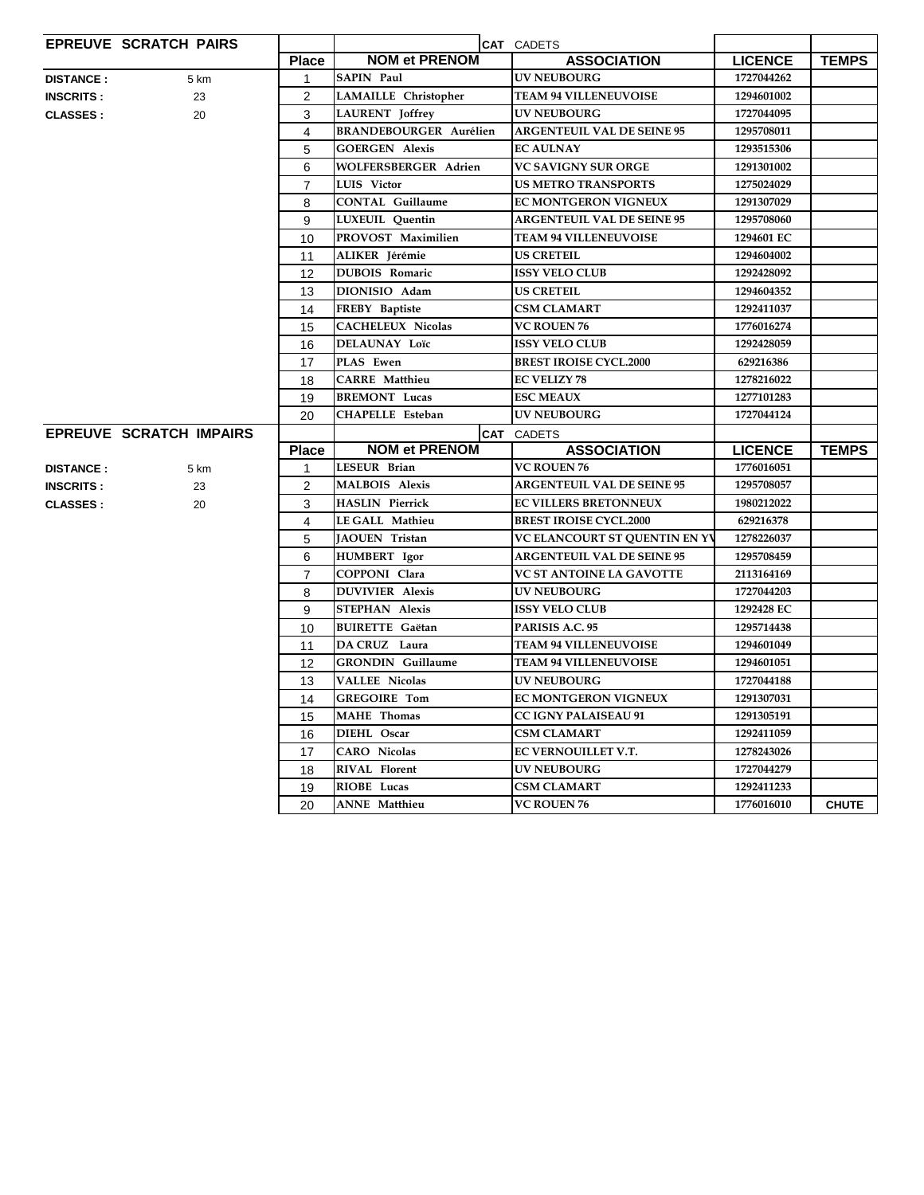## EPREUVE SCRATCH PAIRS

**DISTANCE :** 5 km
**INSCRITS :** 23
**CLASSES :** 20

**CAT** CADETS

| Place | NOM et PRENOM | ASSOCIATION | LICENCE | TEMPS |
|---|---|---|---|---|
| 1 | SAPIN Paul | UV NEUBOURG | 1727044262 | |
| 2 | LAMAILLE Christopher | TEAM 94 VILLENEUVOISE | 1294601002 | |
| 3 | LAURENT Joffrey | UV NEUBOURG | 1727044095 | |
| 4 | BRANDEBOURGER Aurélien | ARGENTEUIL VAL DE SEINE 95 | 1295708011 | |
| 5 | GOERGEN Alexis | EC AULNAY | 1293515306 | |
| 6 | WOLFERSBERGER Adrien | VC SAVIGNY SUR ORGE | 1291301002 | |
| 7 | LUIS Victor | US METRO TRANSPORTS | 1275024029 | |
| 8 | CONTAL Guillaume | EC MONTGERON VIGNEUX | 1291307029 | |
| 9 | LUXEUIL Quentin | ARGENTEUIL VAL DE SEINE 95 | 1295708060 | |
| 10 | PROVOST Maximilien | TEAM 94 VILLENEUVOISE | 1294601 EC | |
| 11 | ALIKER Jérémie | US CRETEIL | 1294604002 | |
| 12 | DUBOIS Romaric | ISSY VELO CLUB | 1292428092 | |
| 13 | DIONISIO Adam | US CRETEIL | 1294604352 | |
| 14 | FREBY Baptiste | CSM CLAMART | 1292411037 | |
| 15 | CACHELEUX Nicolas | VC ROUEN 76 | 1776016274 | |
| 16 | DELAUNAY Loïc | ISSY VELO CLUB | 1292428059 | |
| 17 | PLAS Ewen | BREST IROISE CYCL.2000 | 629216386 | |
| 18 | CARRE Matthieu | EC VELIZY 78 | 1278216022 | |
| 19 | BREMONT Lucas | ESC MEAUX | 1277101283 | |
| 20 | CHAPELLE Esteban | UV NEUBOURG | 1727044124 | |

## EPREUVE SCRATCH IMPAIRS

**DISTANCE :** 5 km
**INSCRITS :** 23
**CLASSES :** 20

**CAT** CADETS

| Place | NOM et PRENOM | ASSOCIATION | LICENCE | TEMPS |
|---|---|---|---|---|
| 1 | LESEUR Brian | VC ROUEN 76 | 1776016051 | |
| 2 | MALBOIS Alexis | ARGENTEUIL VAL DE SEINE 95 | 1295708057 | |
| 3 | HASLIN Pierrick | EC VILLERS BRETONNEUX | 1980212022 | |
| 4 | LE GALL Mathieu | BREST IROISE CYCL.2000 | 629216378 | |
| 5 | JAOUEN Tristan | VC ELANCOURT ST QUENTIN EN YV | 1278226037 | |
| 6 | HUMBERT Igor | ARGENTEUIL VAL DE SEINE 95 | 1295708459 | |
| 7 | COPPONI Clara | VC ST ANTOINE LA GAVOTTE | 2113164169 | |
| 8 | DUVIVIER Alexis | UV NEUBOURG | 1727044203 | |
| 9 | STEPHAN Alexis | ISSY VELO CLUB | 1292428 EC | |
| 10 | BUIRETTE Gaëtan | PARISIS A.C. 95 | 1295714438 | |
| 11 | DA CRUZ Laura | TEAM 94 VILLENEUVOISE | 1294601049 | |
| 12 | GRONDIN Guillaume | TEAM 94 VILLENEUVOISE | 1294601051 | |
| 13 | VALLEE Nicolas | UV NEUBOURG | 1727044188 | |
| 14 | GREGOIRE Tom | EC MONTGERON VIGNEUX | 1291307031 | |
| 15 | MAHE Thomas | CC IGNY PALAISEAU 91 | 1291305191 | |
| 16 | DIEHL Oscar | CSM CLAMART | 1292411059 | |
| 17 | CARO Nicolas | EC VERNOUILLET V.T. | 1278243026 | |
| 18 | RIVAL Florent | UV NEUBOURG | 1727044279 | |
| 19 | RIOBE Lucas | CSM CLAMART | 1292411233 | |
| 20 | ANNE Matthieu | VC ROUEN 76 | 1776016010 | CHUTE |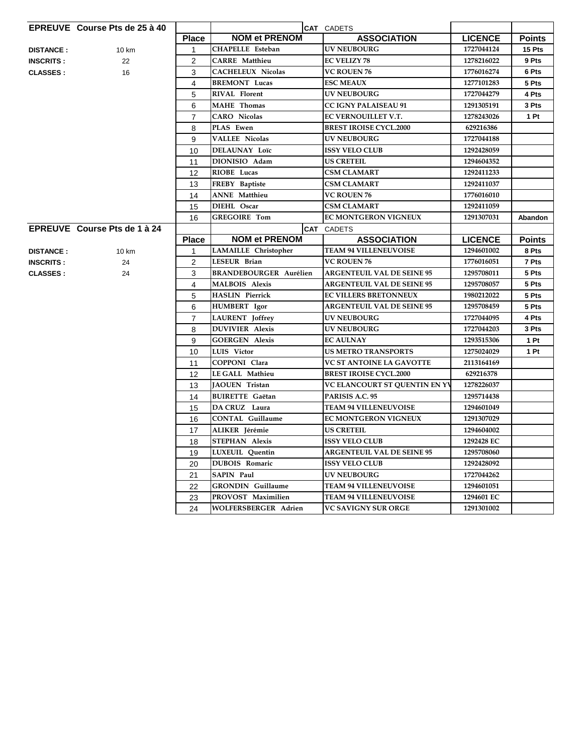**EPREUVE** Course Pts de 25 à 40

**DISTANCE :** 10 km
**INSCRITS :** 22
**CLASSES :** 16

**CAT** CADETS

| Place | NOM et PRENOM | ASSOCIATION | LICENCE | Points |
|---|---|---|---|---|
| 1 | CHAPELLE Esteban | UV NEUBOURG | 1727044124 | 15 Pts |
| 2 | CARRE Matthieu | EC VELIZY 78 | 1278216022 | 9 Pts |
| 3 | CACHELEUX Nicolas | VC ROUEN 76 | 1776016274 | 6 Pts |
| 4 | BREMONT Lucas | ESC MEAUX | 1277101283 | 5 Pts |
| 5 | RIVAL Florent | UV NEUBOURG | 1727044279 | 4 Pts |
| 6 | MAHE Thomas | CC IGNY PALAISEAU 91 | 1291305191 | 3 Pts |
| 7 | CARO Nicolas | EC VERNOUILLET V.T. | 1278243026 | 1 Pt |
| 8 | PLAS Ewen | BREST IROISE CYCL.2000 | 629216386 | |
| 9 | VALLEE Nicolas | UV NEUBOURG | 1727044188 | |
| 10 | DELAUNAY Loïc | ISSY VELO CLUB | 1292428059 | |
| 11 | DIONISIO Adam | US CRETEIL | 1294604352 | |
| 12 | RIOBE Lucas | CSM CLAMART | 1292411233 | |
| 13 | FREBY Baptiste | CSM CLAMART | 1292411037 | |
| 14 | ANNE Matthieu | VC ROUEN 76 | 1776016010 | |
| 15 | DIEHL Oscar | CSM CLAMART | 1292411059 | |
| 16 | GREGOIRE Tom | EC MONTGERON VIGNEUX | 1291307031 | Abandon |

**EPREUVE** Course Pts de 1 à 24

**DISTANCE :** 10 km
**INSCRITS :** 24
**CLASSES :** 24

**CAT** CADETS

| Place | NOM et PRENOM | ASSOCIATION | LICENCE | Points |
|---|---|---|---|---|
| 1 | LAMAILLE Christopher | TEAM 94 VILLENEUVOISE | 1294601002 | 8 Pts |
| 2 | LESEUR Brian | VC ROUEN 76 | 1776016051 | 7 Pts |
| 3 | BRANDEBOURGER Aurélien | ARGENTEUIL VAL DE SEINE 95 | 1295708011 | 5 Pts |
| 4 | MALBOIS Alexis | ARGENTEUIL VAL DE SEINE 95 | 1295708057 | 5 Pts |
| 5 | HASLIN Pierrick | EC VILLERS BRETONNEUX | 1980212022 | 5 Pts |
| 6 | HUMBERT Igor | ARGENTEUIL VAL DE SEINE 95 | 1295708459 | 5 Pts |
| 7 | LAURENT Joffrey | UV NEUBOURG | 1727044095 | 4 Pts |
| 8 | DUVIVIER Alexis | UV NEUBOURG | 1727044203 | 3 Pts |
| 9 | GOERGEN Alexis | EC AULNAY | 1293515306 | 1 Pt |
| 10 | LUIS Victor | US METRO TRANSPORTS | 1275024029 | 1 Pt |
| 11 | COPPONI Clara | VC ST ANTOINE LA GAVOTTE | 2113164169 | |
| 12 | LE GALL Mathieu | BREST IROISE CYCL.2000 | 629216378 | |
| 13 | JAOUEN Tristan | VC ELANCOURT ST QUENTIN EN YV | 1278226037 | |
| 14 | BUIRETTE Gaëtan | PARISIS A.C. 95 | 1295714438 | |
| 15 | DA CRUZ Laura | TEAM 94 VILLENEUVOISE | 1294601049 | |
| 16 | CONTAL Guillaume | EC MONTGERON VIGNEUX | 1291307029 | |
| 17 | ALIKER Jérémie | US CRETEIL | 1294604002 | |
| 18 | STEPHAN Alexis | ISSY VELO CLUB | 1292428 EC | |
| 19 | LUXEUIL Quentin | ARGENTEUIL VAL DE SEINE 95 | 1295708060 | |
| 20 | DUBOIS Romaric | ISSY VELO CLUB | 1292428092 | |
| 21 | SAPIN Paul | UV NEUBOURG | 1727044262 | |
| 22 | GRONDIN Guillaume | TEAM 94 VILLENEUVOISE | 1294601051 | |
| 23 | PROVOST Maximilien | TEAM 94 VILLENEUVOISE | 1294601 EC | |
| 24 | WOLFERSBERGER Adrien | VC SAVIGNY SUR ORGE | 1291301002 | |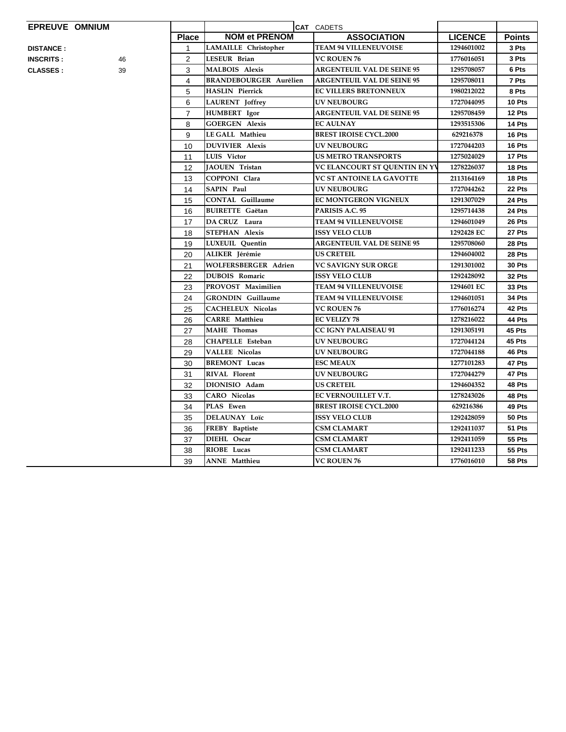**EPREUVE OMNIUM**

**DISTANCE :**

**INSCRITS :** 46

**CLASSES :** 39

| | **CAT** CADETS | | | |
|---|---|---|---|---|
| **Place** | **NOM et PRENOM** | **ASSOCIATION** | **LICENCE** | **Points** |
| 1 | LAMAILLE Christopher | TEAM 94 VILLENEUVOISE | 1294601002 | 3 Pts |
| 2 | LESEUR Brian | VC ROUEN 76 | 1776016051 | 3 Pts |
| 3 | MALBOIS Alexis | ARGENTEUIL VAL DE SEINE 95 | 1295708057 | 6 Pts |
| 4 | BRANDEBOURGER Aurélien | ARGENTEUIL VAL DE SEINE 95 | 1295708011 | 7 Pts |
| 5 | HASLIN Pierrick | EC VILLERS BRETONNEUX | 1980212022 | 8 Pts |
| 6 | LAURENT Joffrey | UV NEUBOURG | 1727044095 | 10 Pts |
| 7 | HUMBERT Igor | ARGENTEUIL VAL DE SEINE 95 | 1295708459 | 12 Pts |
| 8 | GOERGEN Alexis | EC AULNAY | 1293515306 | 14 Pts |
| 9 | LE GALL Mathieu | BREST IROISE CYCL.2000 | 629216378 | 16 Pts |
| 10 | DUVIVIER Alexis | UV NEUBOURG | 1727044203 | 16 Pts |
| 11 | LUIS Victor | US METRO TRANSPORTS | 1275024029 | 17 Pts |
| 12 | JAOUEN Tristan | VC ELANCOURT ST QUENTIN EN YV | 1278226037 | 18 Pts |
| 13 | COPPONI Clara | VC ST ANTOINE LA GAVOTTE | 2113164169 | 18 Pts |
| 14 | SAPIN Paul | UV NEUBOURG | 1727044262 | 22 Pts |
| 15 | CONTAL Guillaume | EC MONTGERON VIGNEUX | 1291307029 | 24 Pts |
| 16 | BUIRETTE Gaëtan | PARISIS A.C. 95 | 1295714438 | 24 Pts |
| 17 | DA CRUZ Laura | TEAM 94 VILLENEUVOISE | 1294601049 | 26 Pts |
| 18 | STEPHAN Alexis | ISSY VELO CLUB | 1292428 EC | 27 Pts |
| 19 | LUXEUIL Quentin | ARGENTEUIL VAL DE SEINE 95 | 1295708060 | 28 Pts |
| 20 | ALIKER Jérémie | US CRETEIL | 1294604002 | 28 Pts |
| 21 | WOLFERSBERGER Adrien | VC SAVIGNY SUR ORGE | 1291301002 | 30 Pts |
| 22 | DUBOIS Romaric | ISSY VELO CLUB | 1292428092 | 32 Pts |
| 23 | PROVOST Maximilien | TEAM 94 VILLENEUVOISE | 1294601 EC | 33 Pts |
| 24 | GRONDIN Guillaume | TEAM 94 VILLENEUVOISE | 1294601051 | 34 Pts |
| 25 | CACHELEUX Nicolas | VC ROUEN 76 | 1776016274 | 42 Pts |
| 26 | CARRE Matthieu | EC VELIZY 78 | 1278216022 | 44 Pts |
| 27 | MAHE Thomas | CC IGNY PALAISEAU 91 | 1291305191 | 45 Pts |
| 28 | CHAPELLE Esteban | UV NEUBOURG | 1727044124 | 45 Pts |
| 29 | VALLEE Nicolas | UV NEUBOURG | 1727044188 | 46 Pts |
| 30 | BREMONT Lucas | ESC MEAUX | 1277101283 | 47 Pts |
| 31 | RIVAL Florent | UV NEUBOURG | 1727044279 | 47 Pts |
| 32 | DIONISIO Adam | US CRETEIL | 1294604352 | 48 Pts |
| 33 | CARO Nicolas | EC VERNOUILLET V.T. | 1278243026 | 48 Pts |
| 34 | PLAS Ewen | BREST IROISE CYCL.2000 | 629216386 | 49 Pts |
| 35 | DELAUNAY Loïc | ISSY VELO CLUB | 1292428059 | 50 Pts |
| 36 | FREBY Baptiste | CSM CLAMART | 1292411037 | 51 Pts |
| 37 | DIEHL Oscar | CSM CLAMART | 1292411059 | 55 Pts |
| 38 | RIOBE Lucas | CSM CLAMART | 1292411233 | 55 Pts |
| 39 | ANNE Matthieu | VC ROUEN 76 | 1776016010 | 58 Pts |